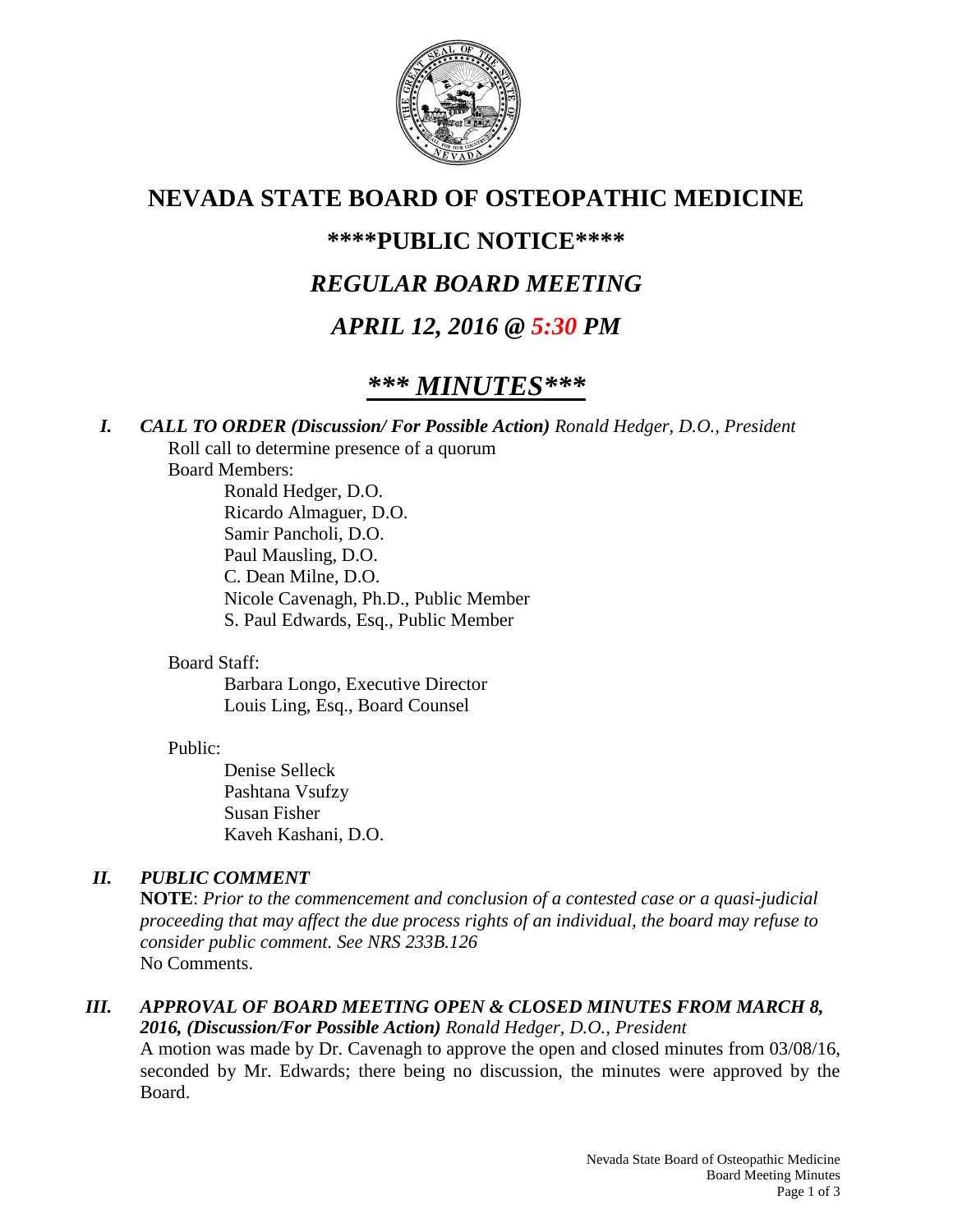# NEVADA STATE BOARD OF OSTEOPATHIC MEDICINE

## \*\*\*\*PUBLIC NOTICE\*\*\*\*

## *REGULAR BOARD MEETING*

## *APRIL 12, 2016 @ 5:30 PM*

# *\*\*\* MINUTES\*\*\**

***I. CALL TO ORDER (Discussion/ For Possible Action)*** *Ronald Hedger, D.O., President*

Roll call to determine presence of a quorum

Board Members:

- Ronald Hedger, D.O.
- Ricardo Almaguer, D.O.
- Samir Pancholi, D.O.
- Paul Mausling, D.O.
- C. Dean Milne, D.O.
- Nicole Cavenagh, Ph.D., Public Member
- S. Paul Edwards, Esq., Public Member

Board Staff:

- Barbara Longo, Executive Director
- Louis Ling, Esq., Board Counsel

Public:

- Denise Selleck
- Pashtana Vsufzy
- Susan Fisher
- Kaveh Kashani, D.O.

***II. PUBLIC COMMENT***

**NOTE**: *Prior to the commencement and conclusion of a contested case or a quasi-judicial proceeding that may affect the due process rights of an individual, the board may refuse to consider public comment. See NRS 233B.126*

No Comments.

***III. APPROVAL OF BOARD MEETING OPEN & CLOSED MINUTES FROM MARCH 8, 2016, (Discussion/For Possible Action)*** *Ronald Hedger, D.O., President*

A motion was made by Dr. Cavenagh to approve the open and closed minutes from 03/08/16, seconded by Mr. Edwards; there being no discussion, the minutes were approved by the Board.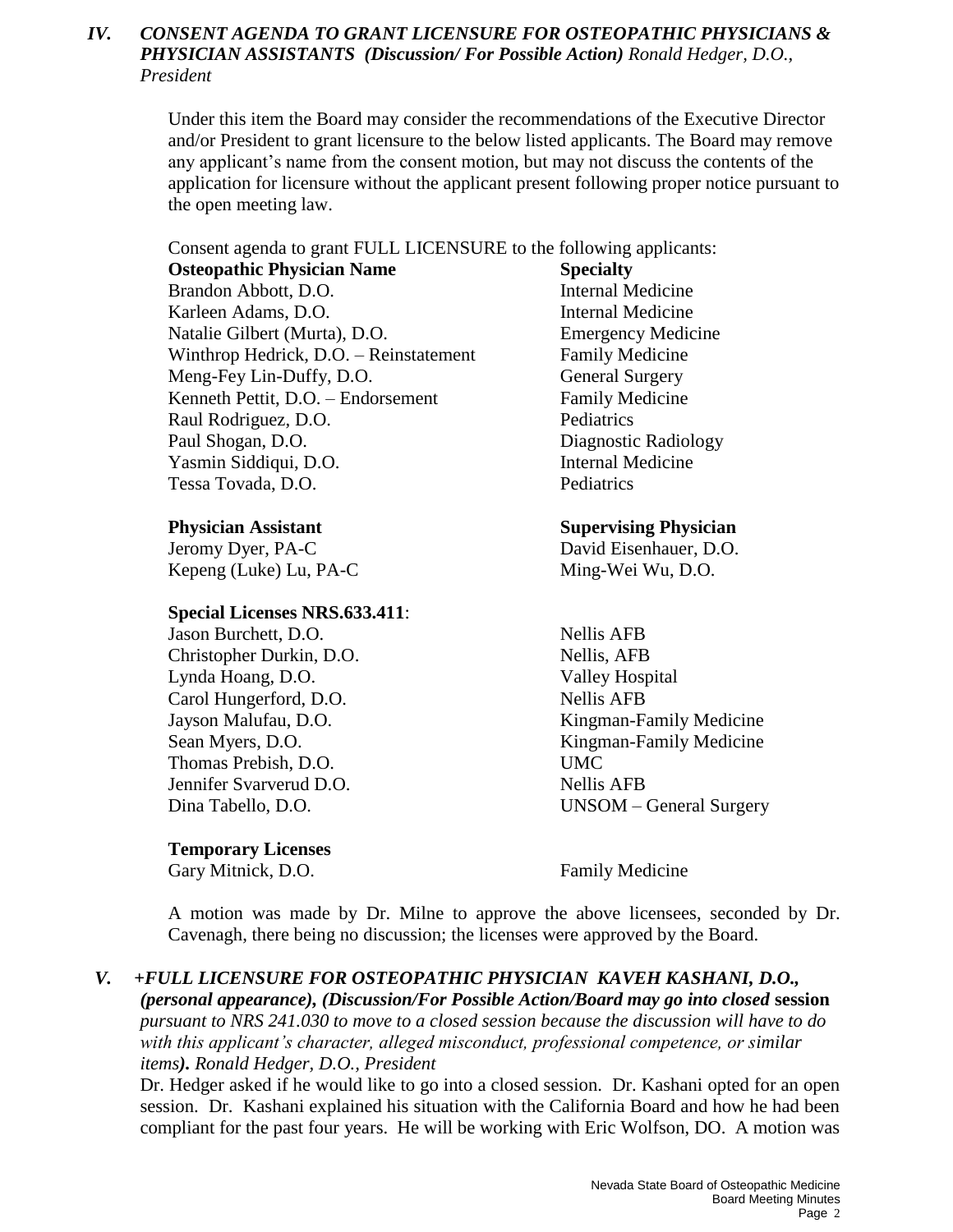## IV. *CONSENT AGENDA TO GRANT LICENSURE FOR OSTEOPATHIC PHYSICIANS & PHYSICIAN ASSISTANTS* ***(Discussion/ For Possible Action)*** *Ronald Hedger, D.O., President*

Under this item the Board may consider the recommendations of the Executive Director and/or President to grant licensure to the below listed applicants. The Board may remove any applicant's name from the consent motion, but may not discuss the contents of the application for licensure without the applicant present following proper notice pursuant to the open meeting law.

Consent agenda to grant FULL LICENSURE to the following applicants:

| **Osteopathic Physician Name** | **Specialty** |
|---|---|
| Brandon Abbott, D.O. | Internal Medicine |
| Karleen Adams, D.O. | Internal Medicine |
| Natalie Gilbert (Murta), D.O. | Emergency Medicine |
| Winthrop Hedrick, D.O. – Reinstatement | Family Medicine |
| Meng-Fey Lin-Duffy, D.O. | General Surgery |
| Kenneth Pettit, D.O. – Endorsement | Family Medicine |
| Raul Rodriguez, D.O. | Pediatrics |
| Paul Shogan, D.O. | Diagnostic Radiology |
| Yasmin Siddiqui, D.O. | Internal Medicine |
| Tessa Tovada, D.O. | Pediatrics |

| **Physician Assistant** | **Supervising Physician** |
|---|---|
| Jeromy Dyer, PA-C | David Eisenhauer, D.O. |
| Kepeng (Luke) Lu, PA-C | Ming-Wei Wu, D.O. |

**Special Licenses NRS.633.411**:

| | |
|---|---|
| Jason Burchett, D.O. | Nellis AFB |
| Christopher Durkin, D.O. | Nellis, AFB |
| Lynda Hoang, D.O. | Valley Hospital |
| Carol Hungerford, D.O. | Nellis AFB |
| Jayson Malufau, D.O. | Kingman-Family Medicine |
| Sean Myers, D.O. | Kingman-Family Medicine |
| Thomas Prebish, D.O. | UMC |
| Jennifer Svarverud D.O. | Nellis AFB |
| Dina Tabello, D.O. | UNSOM – General Surgery |

**Temporary Licenses**

| | |
|---|---|
| Gary Mitnick, D.O. | Family Medicine |

A motion was made by Dr. Milne to approve the above licensees, seconded by Dr. Cavenagh, there being no discussion; the licenses were approved by the Board.

## V. *+FULL LICENSURE FOR OSTEOPATHIC PHYSICIAN KAVEH KASHANI, D.O.,* ***(personal appearance), (Discussion/For Possible Action/Board may go into closed*** **session** *pursuant to NRS 241.030 to move to a closed session because the discussion will have to do with this applicant's character, alleged misconduct, professional competence, or similar items****).*** *Ronald Hedger, D.O., President*

Dr. Hedger asked if he would like to go into a closed session. Dr. Kashani opted for an open session. Dr. Kashani explained his situation with the California Board and how he had been compliant for the past four years. He will be working with Eric Wolfson, DO. A motion was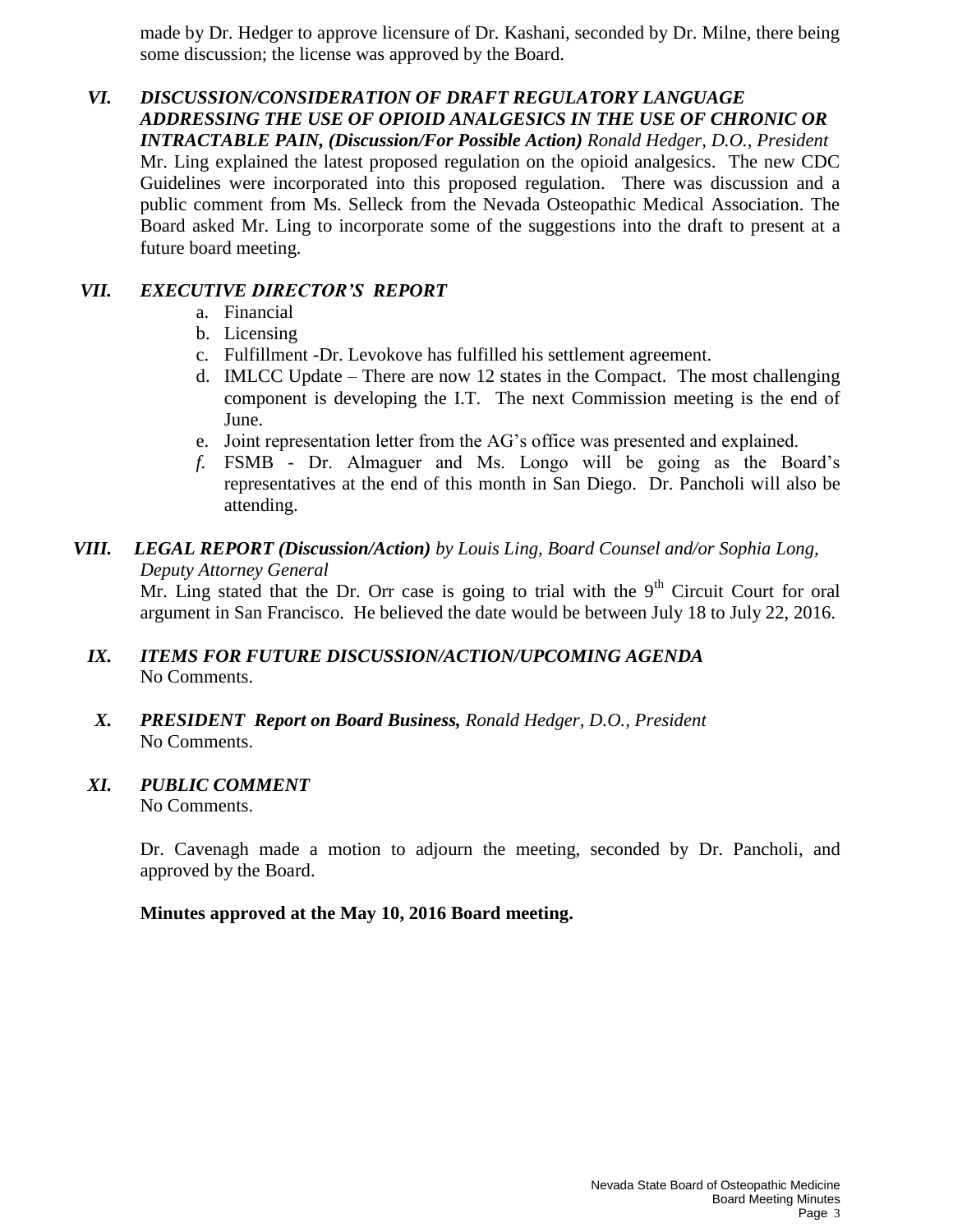made by Dr. Hedger to approve licensure of Dr. Kashani, seconded by Dr. Milne, there being some discussion; the license was approved by the Board.

### *VI. DISCUSSION/CONSIDERATION OF DRAFT REGULATORY LANGUAGE ADDRESSING THE USE OF OPIOID ANALGESICS IN THE USE OF CHRONIC OR INTRACTABLE PAIN, (Discussion/For Possible Action)* *Ronald Hedger, D.O., President*

Mr. Ling explained the latest proposed regulation on the opioid analgesics. The new CDC Guidelines were incorporated into this proposed regulation. There was discussion and a public comment from Ms. Selleck from the Nevada Osteopathic Medical Association. The Board asked Mr. Ling to incorporate some of the suggestions into the draft to present at a future board meeting.

### *VII. EXECUTIVE DIRECTOR'S REPORT*

a. Financial
b. Licensing
c. Fulfillment -Dr. Levokove has fulfilled his settlement agreement.
d. IMLCC Update – There are now 12 states in the Compact. The most challenging component is developing the I.T. The next Commission meeting is the end of June.
e. Joint representation letter from the AG's office was presented and explained.
*f.* FSMB - Dr. Almaguer and Ms. Longo will be going as the Board's representatives at the end of this month in San Diego. Dr. Pancholi will also be attending.

### *VIII. LEGAL REPORT (Discussion/Action)* *by Louis Ling, Board Counsel and/or Sophia Long, Deputy Attorney General*

Mr. Ling stated that the Dr. Orr case is going to trial with the 9th Circuit Court for oral argument in San Francisco. He believed the date would be between July 18 to July 22, 2016.

### *IX. ITEMS FOR FUTURE DISCUSSION/ACTION/UPCOMING AGENDA*

No Comments.

### *X. PRESIDENT Report on Board Business,* *Ronald Hedger, D.O., President*

No Comments.

### *XI. PUBLIC COMMENT*

No Comments.

Dr. Cavenagh made a motion to adjourn the meeting, seconded by Dr. Pancholi, and approved by the Board.

**Minutes approved at the May 10, 2016 Board meeting.**